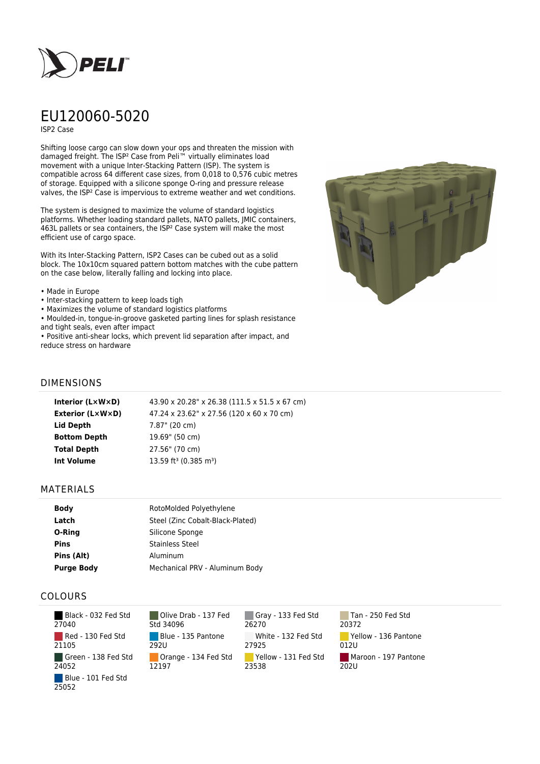# EU120060-5020

ISP2 Case

Shifting loose cargo can slow down your ops and threaten the mission with damaged freight. The ISP² Case from Peli™ virtually eliminates load movement with a unique Inter-Stacking Pattern (ISP). The system is compatible across 64 different case sizes, from 0,018 to 0,576 cubic metres of storage. Equipped with a silicone sponge O-ring and pressure release valves, the ISP² Case is impervious to extreme weather and wet conditions.

The system is designed to maximize the volume of standard logistics platforms. Whether loading standard pallets, NATO pallets, JMIC containers, 463L pallets or sea containers, the ISP² Case system will make the most efficient use of cargo space.

With its Inter-Stacking Pattern, ISP2 Cases can be cubed out as a solid block. The 10x10cm squared pattern bottom matches with the cube pattern on the case below, literally falling and locking into place.

- Made in Europe
- Inter-stacking pattern to keep loads tigh
- Maximizes the volume of standard logistics platforms
- Moulded-in, tongue-in-groove gasketed parting lines for splash resistance and tight seals, even after impact
- Positive anti-shear locks, which prevent lid separation after impact, and reduce stress on hardware

## DIMENSIONS

| | |
|---|---|
| **Interior (L×W×D)** | 43.90 x 20.28" x 26.38 (111.5 x 51.5 x 67 cm) |
| **Exterior (L×W×D)** | 47.24 x 23.62" x 27.56 (120 x 60 x 70 cm) |
| **Lid Depth** | 7.87" (20 cm) |
| **Bottom Depth** | 19.69" (50 cm) |
| **Total Depth** | 27.56" (70 cm) |
| **Int Volume** | 13.59 ft³ (0.385 m³) |

## MATERIALS

| | |
|---|---|
| **Body** | RotoMolded Polyethylene |
| **Latch** | Steel (Zinc Cobalt-Black-Plated) |
| **O-Ring** | Silicone Sponge |
| **Pins** | Stainless Steel |
| **Pins (Alt)** | Aluminum |
| **Purge Body** | Mechanical PRV - Aluminum Body |

## COLOURS

- Black - 032 Fed Std 27040
- Olive Drab - 137 Fed Std 34096
- Gray - 133 Fed Std 26270
- Tan - 250 Fed Std 20372
- Red - 130 Fed Std 21105
- Blue - 135 Pantone 292U
- White - 132 Fed Std 27925
- Yellow - 136 Pantone 012U
- Green - 138 Fed Std 24052
- Orange - 134 Fed Std 12197
- Yellow - 131 Fed Std 23538
- Maroon - 197 Pantone 202U
- Blue - 101 Fed Std 25052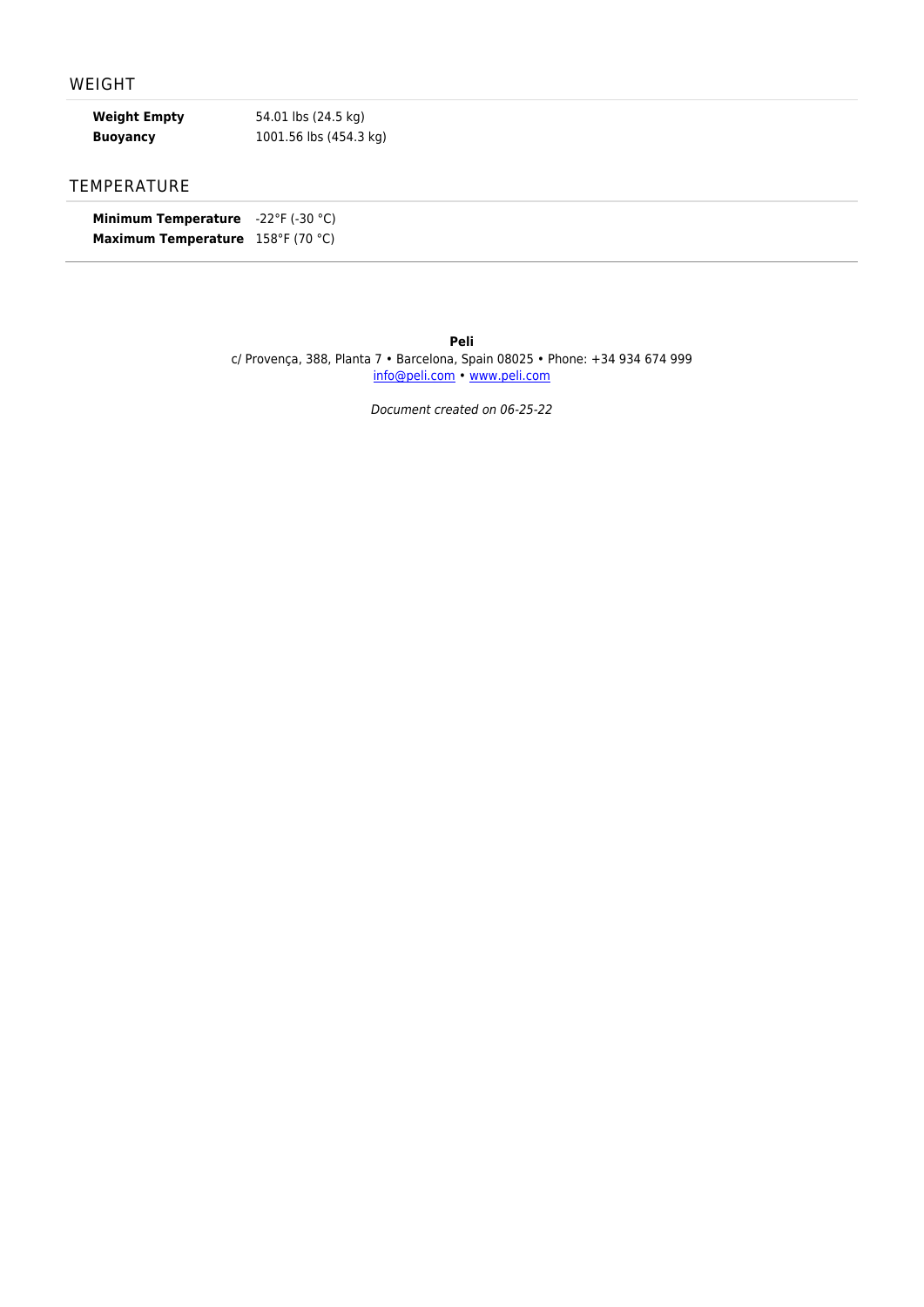## WEIGHT

| | |
|---|---|
| **Weight Empty** | 54.01 lbs (24.5 kg) |
| **Buoyancy** | 1001.56 lbs (454.3 kg) |

## TEMPERATURE

| | |
|---|---|
| **Minimum Temperature** | -22°F (-30 °C) |
| **Maximum Temperature** | 158°F (70 °C) |

**Peli**
c/ Provença, 388, Planta 7 • Barcelona, Spain 08025 • Phone: +34 934 674 999
info@peli.com • www.peli.com

*Document created on 06-25-22*